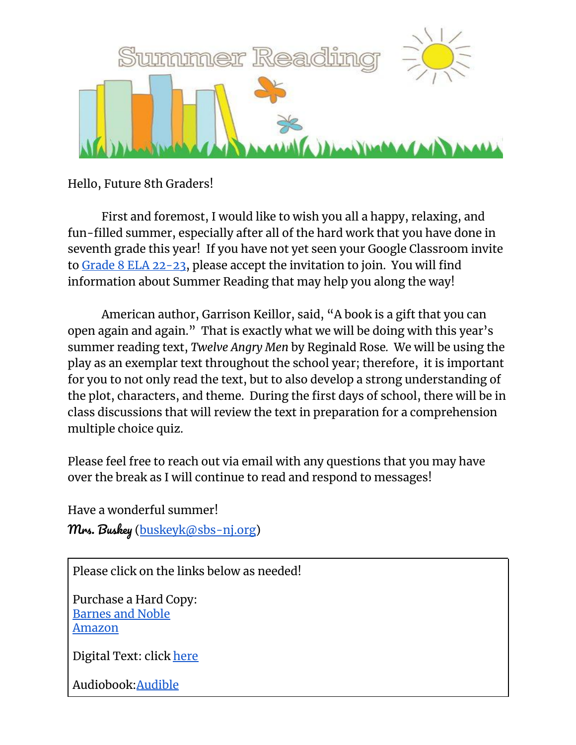# Summer Reading

Hello, Future 8th Graders!

First and foremost, I would like to wish you all a happy, relaxing, and fun-filled summer, especially after all of the hard work that you have done in seventh grade this year! If you have not yet seen your Google Classroom invite to [Grade 8 ELA 22-23], please accept the invitation to join. You will find information about Summer Reading that may help you along the way!

American author, Garrison Keillor, said, "A book is a gift that you can open again and again." That is exactly what we will be doing with this year's summer reading text, *Twelve Angry Men* by Reginald Rose. We will be using the play as an exemplar text throughout the school year; therefore, it is important for you to not only read the text, but to also develop a strong understanding of the plot, characters, and theme. During the first days of school, there will be in class discussions that will review the text in preparation for a comprehension multiple choice quiz.

Please feel free to reach out via email with any questions that you may have over the break as I will continue to read and respond to messages!

Have a wonderful summer!

*Mrs. Buskey* (buskeyk@sbs-nj.org)

---

Please click on the links below as needed!

Purchase a Hard Copy:
Barnes and Noble
Amazon

Digital Text: click here

Audiobook: Audible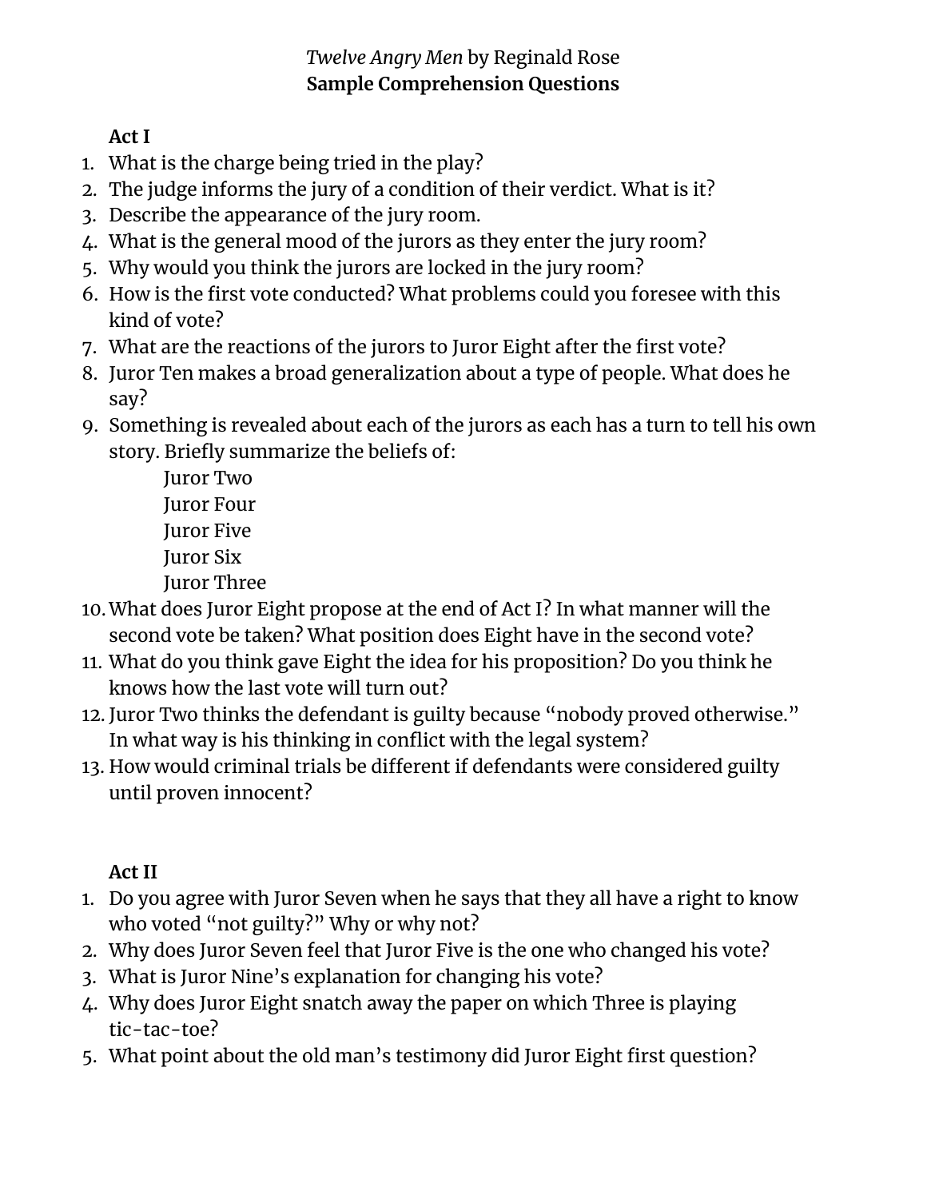# *Twelve Angry Men* by Reginald Rose
## **Sample Comprehension Questions**

**Act I**

1. What is the charge being tried in the play?
2. The judge informs the jury of a condition of their verdict. What is it?
3. Describe the appearance of the jury room.
4. What is the general mood of the jurors as they enter the jury room?
5. Why would you think the jurors are locked in the jury room?
6. How is the first vote conducted? What problems could you foresee with this kind of vote?
7. What are the reactions of the jurors to Juror Eight after the first vote?
8. Juror Ten makes a broad generalization about a type of people. What does he say?
9. Something is revealed about each of the jurors as each has a turn to tell his own story. Briefly summarize the beliefs of:
   - Juror Two
   - Juror Four
   - Juror Five
   - Juror Six
   - Juror Three
10. What does Juror Eight propose at the end of Act I? In what manner will the second vote be taken? What position does Eight have in the second vote?
11. What do you think gave Eight the idea for his proposition? Do you think he knows how the last vote will turn out?
12. Juror Two thinks the defendant is guilty because "nobody proved otherwise." In what way is his thinking in conflict with the legal system?
13. How would criminal trials be different if defendants were considered guilty until proven innocent?

**Act II**

1. Do you agree with Juror Seven when he says that they all have a right to know who voted "not guilty?" Why or why not?
2. Why does Juror Seven feel that Juror Five is the one who changed his vote?
3. What is Juror Nine's explanation for changing his vote?
4. Why does Juror Eight snatch away the paper on which Three is playing tic-tac-toe?
5. What point about the old man's testimony did Juror Eight first question?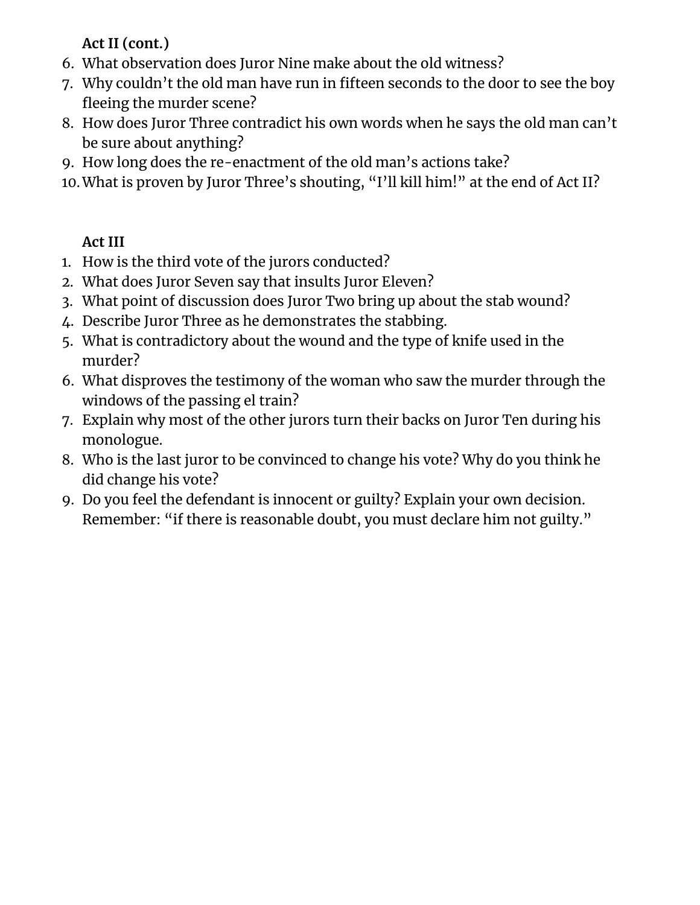**Act II (cont.)**

6. What observation does Juror Nine make about the old witness?
7. Why couldn't the old man have run in fifteen seconds to the door to see the boy fleeing the murder scene?
8. How does Juror Three contradict his own words when he says the old man can't be sure about anything?
9. How long does the re-enactment of the old man's actions take?
10. What is proven by Juror Three's shouting, "I'll kill him!" at the end of Act II?

**Act III**

1. How is the third vote of the jurors conducted?
2. What does Juror Seven say that insults Juror Eleven?
3. What point of discussion does Juror Two bring up about the stab wound?
4. Describe Juror Three as he demonstrates the stabbing.
5. What is contradictory about the wound and the type of knife used in the murder?
6. What disproves the testimony of the woman who saw the murder through the windows of the passing el train?
7. Explain why most of the other jurors turn their backs on Juror Ten during his monologue.
8. Who is the last juror to be convinced to change his vote? Why do you think he did change his vote?
9. Do you feel the defendant is innocent or guilty? Explain your own decision. Remember: "if there is reasonable doubt, you must declare him not guilty."